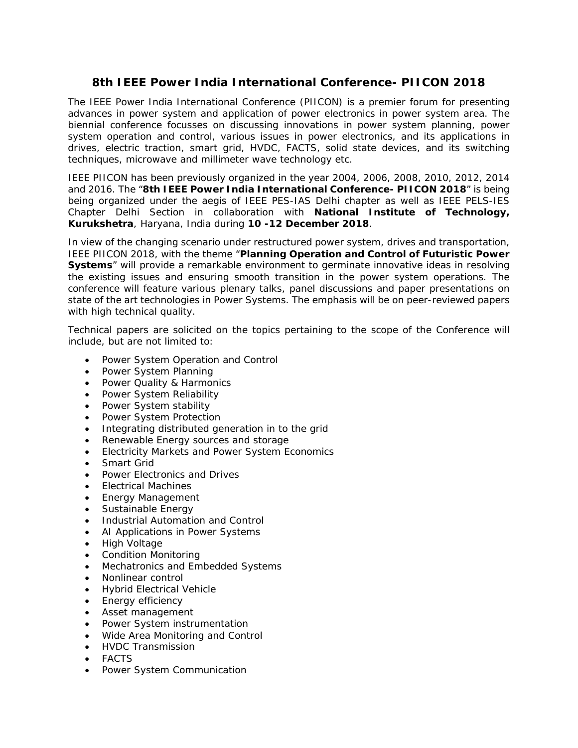# 8th IEEE Power India International Conference- PIICON 2018

The IEEE Power India International Conference (PIICON) is a premier forum for presenting advances in power system and application of power electronics in power system area. The biennial conference focusses on discussing innovations in power system planning, power system operation and control, various issues in power electronics, and its applications in drives, electric traction, smart grid, HVDC, FACTS, solid state devices, and its switching techniques, microwave and millimeter wave technology etc.

IEEE PIICON has been previously organized in the year 2004, 2006, 2008, 2010, 2012, 2014 and 2016. The "**8th IEEE Power India International Conference- PIICON 2018**" is being being organized under the aegis of IEEE PES-IAS Delhi chapter as well as IEEE PELS-IES Chapter Delhi Section in collaboration with **National Institute of Technology, Kurukshetra**, Haryana, India during **10 -12 December 2018**.

In view of the changing scenario under restructured power system, drives and transportation, IEEE PIICON 2018, with the theme "**Planning Operation and Control of Futuristic Power Systems**" will provide a remarkable environment to germinate innovative ideas in resolving the existing issues and ensuring smooth transition in the power system operations. The conference will feature various plenary talks, panel discussions and paper presentations on state of the art technologies in Power Systems. The emphasis will be on peer-reviewed papers with high technical quality.

Technical papers are solicited on the topics pertaining to the scope of the Conference will include, but are not limited to:

- Power System Operation and Control
- Power System Planning
- Power Quality & Harmonics
- Power System Reliability
- Power System stability
- Power System Protection
- Integrating distributed generation in to the grid
- Renewable Energy sources and storage
- Electricity Markets and Power System Economics
- Smart Grid
- Power Electronics and Drives
- Electrical Machines
- Energy Management
- Sustainable Energy
- Industrial Automation and Control
- AI Applications in Power Systems
- High Voltage
- Condition Monitoring
- Mechatronics and Embedded Systems
- Nonlinear control
- Hybrid Electrical Vehicle
- Energy efficiency
- Asset management
- Power System instrumentation
- Wide Area Monitoring and Control
- HVDC Transmission
- FACTS
- Power System Communication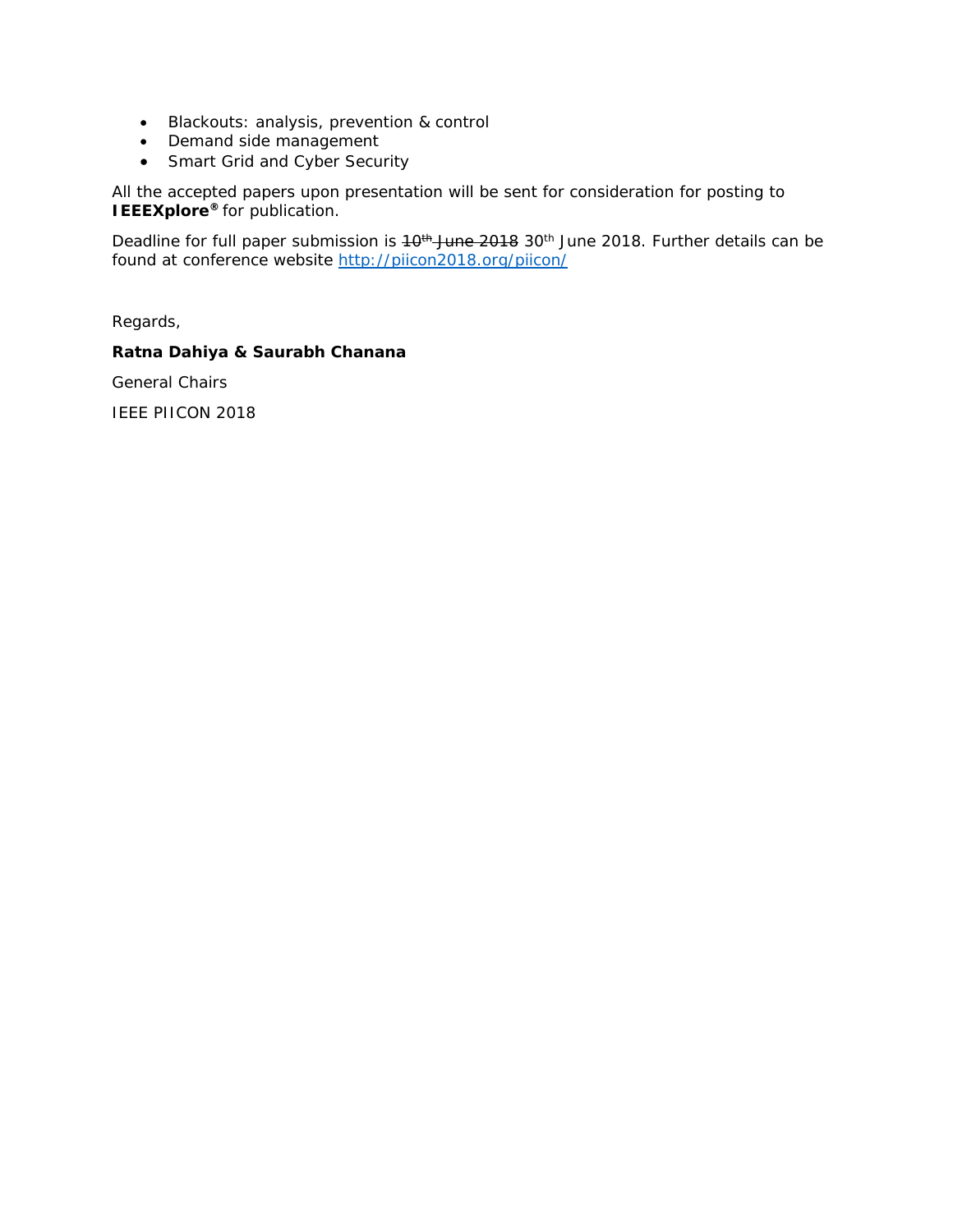- Blackouts: analysis, prevention & control
- Demand side management
- Smart Grid and Cyber Security

All the accepted papers upon presentation will be sent for consideration for posting to **IEEEXplore®** for publication.

Deadline for full paper submission is ~~10th June 2018~~ 30th June 2018. Further details can be found at conference website http://piicon2018.org/piicon/

Regards,

**Ratna Dahiya & Saurabh Chanana**

General Chairs

IEEE PIICON 2018